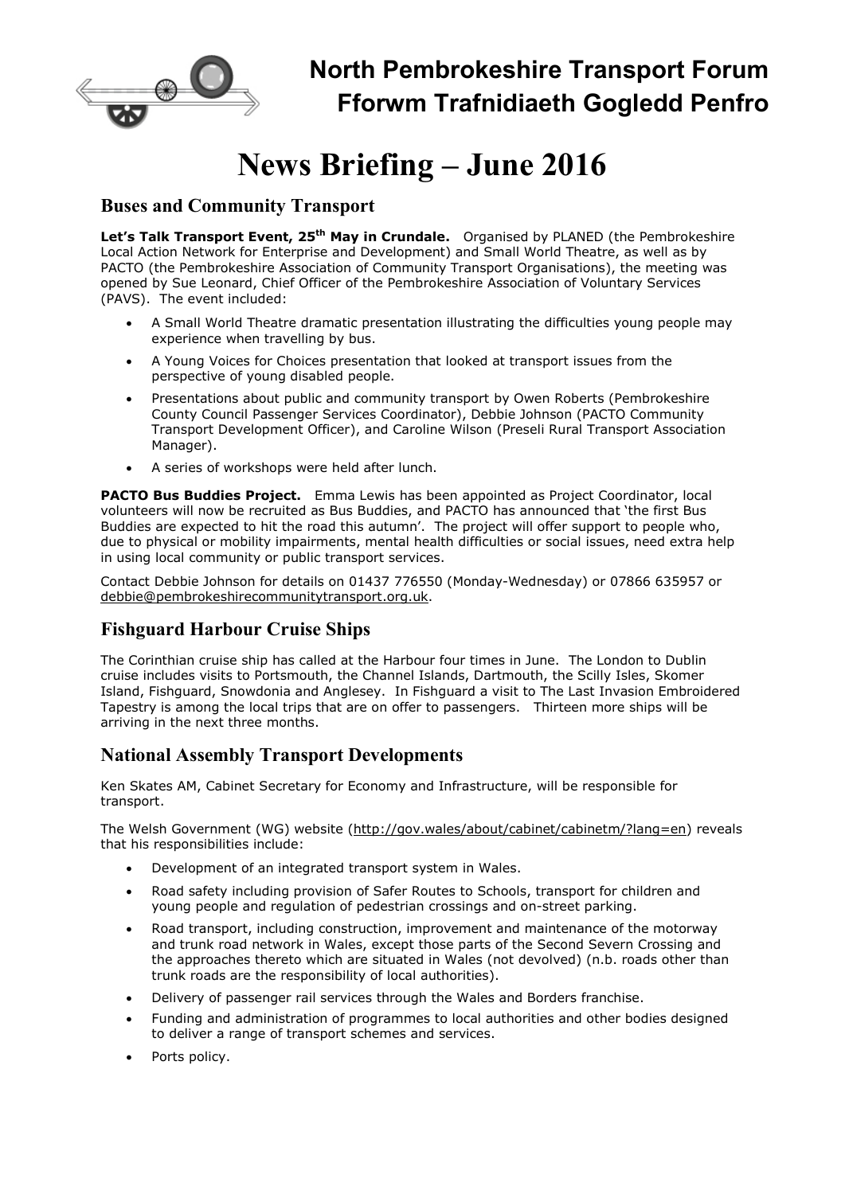# North Pembrokeshire Transport Forum
# Fforwm Trafnidiaeth Gogledd Penfro

# News Briefing – June 2016

## Buses and Community Transport

**Let's Talk Transport Event, 25th May in Crundale.** Organised by PLANED (the Pembrokeshire Local Action Network for Enterprise and Development) and Small World Theatre, as well as by PACTO (the Pembrokeshire Association of Community Transport Organisations), the meeting was opened by Sue Leonard, Chief Officer of the Pembrokeshire Association of Voluntary Services (PAVS). The event included:

- A Small World Theatre dramatic presentation illustrating the difficulties young people may experience when travelling by bus.
- A Young Voices for Choices presentation that looked at transport issues from the perspective of young disabled people.
- Presentations about public and community transport by Owen Roberts (Pembrokeshire County Council Passenger Services Coordinator), Debbie Johnson (PACTO Community Transport Development Officer), and Caroline Wilson (Preseli Rural Transport Association Manager).
- A series of workshops were held after lunch.

**PACTO Bus Buddies Project.** Emma Lewis has been appointed as Project Coordinator, local volunteers will now be recruited as Bus Buddies, and PACTO has announced that 'the first Bus Buddies are expected to hit the road this autumn'. The project will offer support to people who, due to physical or mobility impairments, mental health difficulties or social issues, need extra help in using local community or public transport services.

Contact Debbie Johnson for details on 01437 776550 (Monday-Wednesday) or 07866 635957 or debbie@pembrokeshirecommunitytransport.org.uk.

## Fishguard Harbour Cruise Ships

The Corinthian cruise ship has called at the Harbour four times in June. The London to Dublin cruise includes visits to Portsmouth, the Channel Islands, Dartmouth, the Scilly Isles, Skomer Island, Fishguard, Snowdonia and Anglesey. In Fishguard a visit to The Last Invasion Embroidered Tapestry is among the local trips that are on offer to passengers. Thirteen more ships will be arriving in the next three months.

## National Assembly Transport Developments

Ken Skates AM, Cabinet Secretary for Economy and Infrastructure, will be responsible for transport.

The Welsh Government (WG) website (http://gov.wales/about/cabinet/cabinetm/?lang=en) reveals that his responsibilities include:

- Development of an integrated transport system in Wales.
- Road safety including provision of Safer Routes to Schools, transport for children and young people and regulation of pedestrian crossings and on-street parking.
- Road transport, including construction, improvement and maintenance of the motorway and trunk road network in Wales, except those parts of the Second Severn Crossing and the approaches thereto which are situated in Wales (not devolved) (n.b. roads other than trunk roads are the responsibility of local authorities).
- Delivery of passenger rail services through the Wales and Borders franchise.
- Funding and administration of programmes to local authorities and other bodies designed to deliver a range of transport schemes and services.
- Ports policy.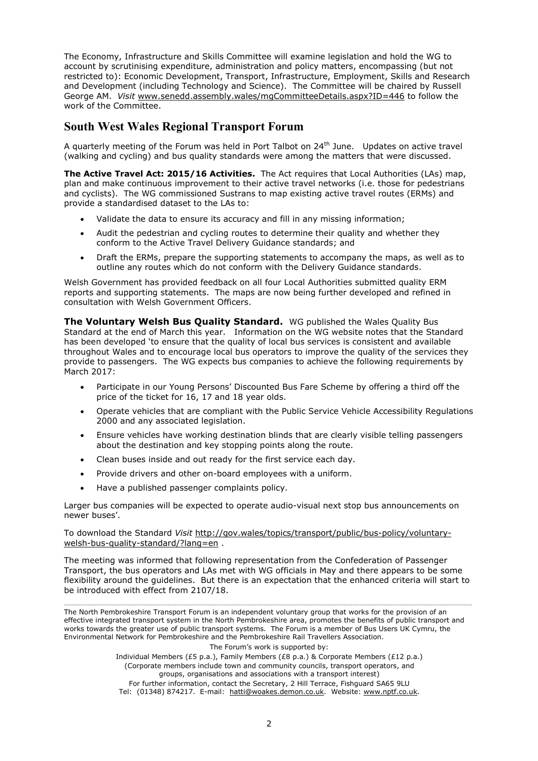The Economy, Infrastructure and Skills Committee will examine legislation and hold the WG to account by scrutinising expenditure, administration and policy matters, encompassing (but not restricted to): Economic Development, Transport, Infrastructure, Employment, Skills and Research and Development (including Technology and Science). The Committee will be chaired by Russell George AM. *Visit* www.senedd.assembly.wales/mgCommitteeDetails.aspx?ID=446 to follow the work of the Committee.

## South West Wales Regional Transport Forum

A quarterly meeting of the Forum was held in Port Talbot on 24th June. Updates on active travel (walking and cycling) and bus quality standards were among the matters that were discussed.

**The Active Travel Act: 2015/16 Activities.** The Act requires that Local Authorities (LAs) map, plan and make continuous improvement to their active travel networks (i.e. those for pedestrians and cyclists). The WG commissioned Sustrans to map existing active travel routes (ERMs) and provide a standardised dataset to the LAs to:

- Validate the data to ensure its accuracy and fill in any missing information;
- Audit the pedestrian and cycling routes to determine their quality and whether they conform to the Active Travel Delivery Guidance standards; and
- Draft the ERMs, prepare the supporting statements to accompany the maps, as well as to outline any routes which do not conform with the Delivery Guidance standards.

Welsh Government has provided feedback on all four Local Authorities submitted quality ERM reports and supporting statements. The maps are now being further developed and refined in consultation with Welsh Government Officers.

**The Voluntary Welsh Bus Quality Standard.** WG published the Wales Quality Bus Standard at the end of March this year. Information on the WG website notes that the Standard has been developed 'to ensure that the quality of local bus services is consistent and available throughout Wales and to encourage local bus operators to improve the quality of the services they provide to passengers. The WG expects bus companies to achieve the following requirements by March 2017:

- Participate in our Young Persons' Discounted Bus Fare Scheme by offering a third off the price of the ticket for 16, 17 and 18 year olds.
- Operate vehicles that are compliant with the Public Service Vehicle Accessibility Regulations 2000 and any associated legislation.
- Ensure vehicles have working destination blinds that are clearly visible telling passengers about the destination and key stopping points along the route.
- Clean buses inside and out ready for the first service each day.
- Provide drivers and other on-board employees with a uniform.
- Have a published passenger complaints policy.

Larger bus companies will be expected to operate audio-visual next stop bus announcements on newer buses'.

To download the Standard *Visit* http://gov.wales/topics/transport/public/bus-policy/voluntary-welsh-bus-quality-standard/?lang=en .

The meeting was informed that following representation from the Confederation of Passenger Transport, the bus operators and LAs met with WG officials in May and there appears to be some flexibility around the guidelines. But there is an expectation that the enhanced criteria will start to be introduced with effect from 2107/18.

---

The North Pembrokeshire Transport Forum is an independent voluntary group that works for the provision of an effective integrated transport system in the North Pembrokeshire area, promotes the benefits of public transport and works towards the greater use of public transport systems. The Forum is a member of Bus Users UK Cymru, the Environmental Network for Pembrokeshire and the Pembrokeshire Rail Travellers Association.

The Forum's work is supported by:

Individual Members (£5 p.a.), Family Members (£8 p.a.) & Corporate Members (£12 p.a.)
(Corporate members include town and community councils, transport operators, and groups, organisations and associations with a transport interest)
For further information, contact the Secretary, 2 Hill Terrace, Fishguard SA65 9LU
Tel: (01348) 874217. E-mail: hatti@woakes.demon.co.uk. Website: www.nptf.co.uk.